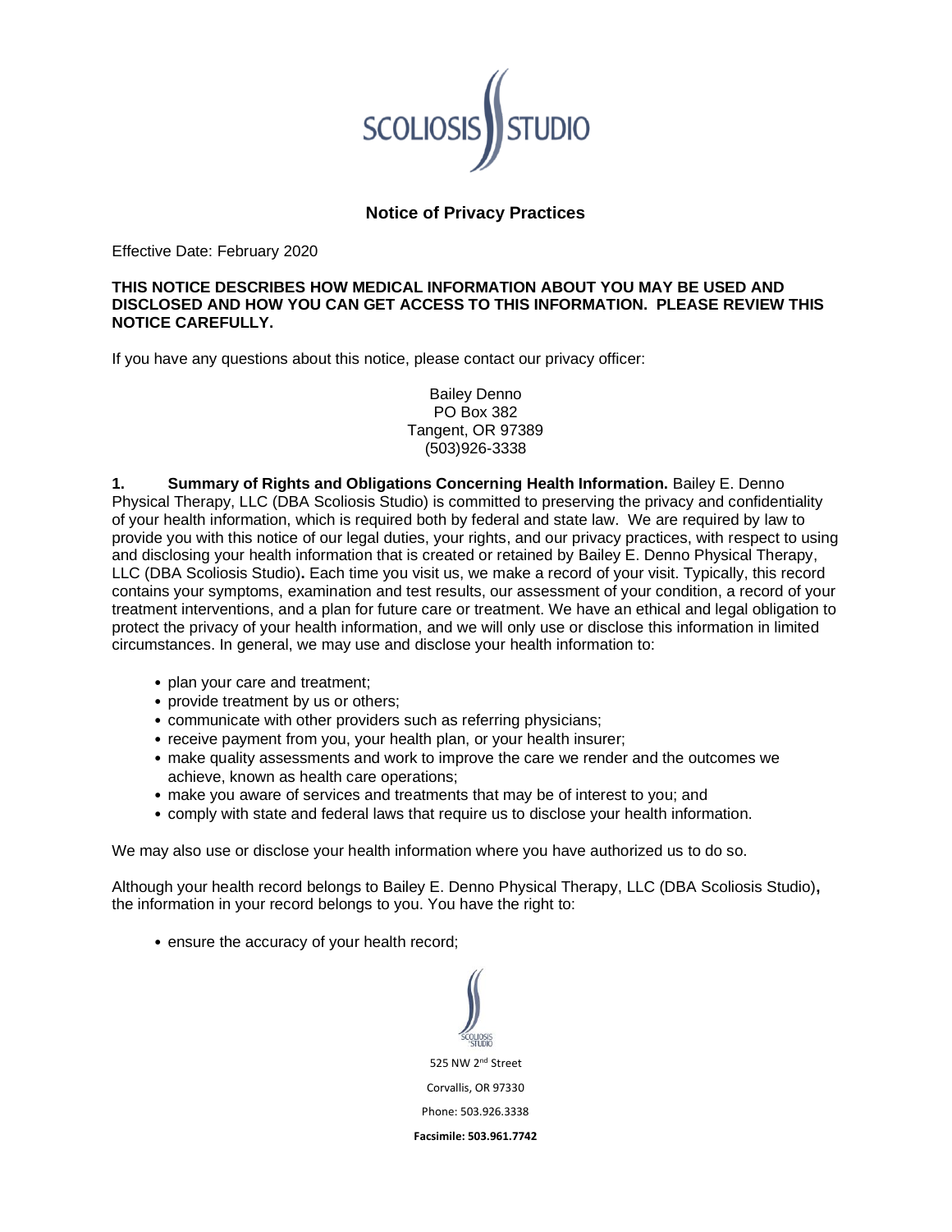# Notice of Privacy Practices

Effective Date: February 2020

**THIS NOTICE DESCRIBES HOW MEDICAL INFORMATION ABOUT YOU MAY BE USED AND DISCLOSED AND HOW YOU CAN GET ACCESS TO THIS INFORMATION. PLEASE REVIEW THIS NOTICE CAREFULLY.**

If you have any questions about this notice, please contact our privacy officer:

Bailey Denno
PO Box 382
Tangent, OR 97389
(503)926-3338

**1. Summary of Rights and Obligations Concerning Health Information.** Bailey E. Denno Physical Therapy, LLC (DBA Scoliosis Studio) is committed to preserving the privacy and confidentiality of your health information, which is required both by federal and state law. We are required by law to provide you with this notice of our legal duties, your rights, and our privacy practices, with respect to using and disclosing your health information that is created or retained by Bailey E. Denno Physical Therapy, LLC (DBA Scoliosis Studio)**.** Each time you visit us, we make a record of your visit. Typically, this record contains your symptoms, examination and test results, our assessment of your condition, a record of your treatment interventions, and a plan for future care or treatment. We have an ethical and legal obligation to protect the privacy of your health information, and we will only use or disclose this information in limited circumstances. In general, we may use and disclose your health information to:

- plan your care and treatment;
- provide treatment by us or others;
- communicate with other providers such as referring physicians;
- receive payment from you, your health plan, or your health insurer;
- make quality assessments and work to improve the care we render and the outcomes we achieve, known as health care operations;
- make you aware of services and treatments that may be of interest to you; and
- comply with state and federal laws that require us to disclose your health information.

We may also use or disclose your health information where you have authorized us to do so.

Although your health record belongs to Bailey E. Denno Physical Therapy, LLC (DBA Scoliosis Studio)**,** the information in your record belongs to you. You have the right to:

- ensure the accuracy of your health record;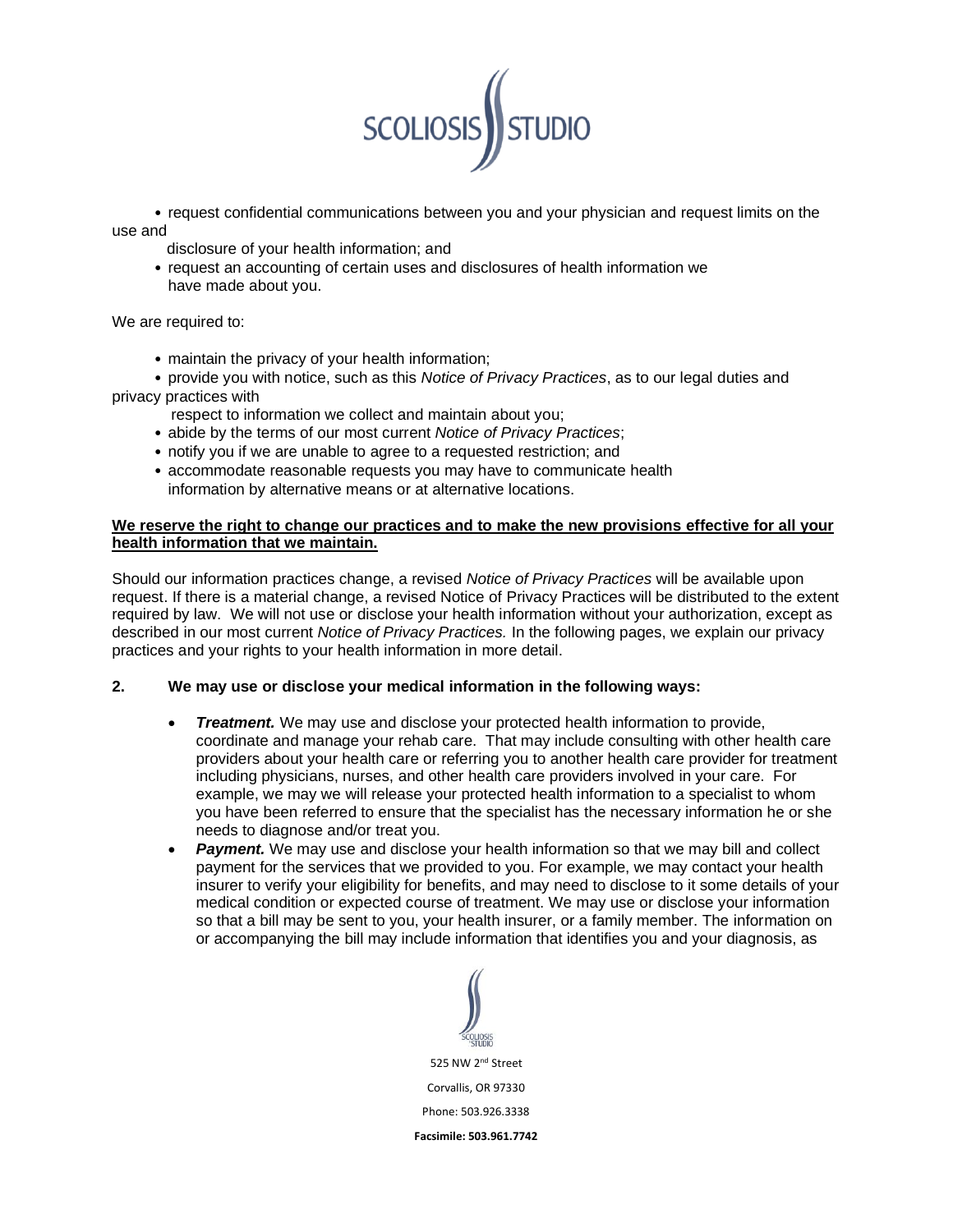- request confidential communications between you and your physician and request limits on the use and disclosure of your health information; and
- request an accounting of certain uses and disclosures of health information we have made about you.

We are required to:

- maintain the privacy of your health information;
- provide you with notice, such as this *Notice of Privacy Practices*, as to our legal duties and privacy practices with respect to information we collect and maintain about you;
- abide by the terms of our most current *Notice of Privacy Practices*;
- notify you if we are unable to agree to a requested restriction; and
- accommodate reasonable requests you may have to communicate health information by alternative means or at alternative locations.

**We reserve the right to change our practices and to make the new provisions effective for all your health information that we maintain.**

Should our information practices change, a revised *Notice of Privacy Practices* will be available upon request. If there is a material change, a revised Notice of Privacy Practices will be distributed to the extent required by law. We will not use or disclose your health information without your authorization, except as described in our most current *Notice of Privacy Practices.* In the following pages, we explain our privacy practices and your rights to your health information in more detail.

## 2. We may use or disclose your medical information in the following ways:

- ***Treatment.*** We may use and disclose your protected health information to provide, coordinate and manage your rehab care. That may include consulting with other health care providers about your health care or referring you to another health care provider for treatment including physicians, nurses, and other health care providers involved in your care. For example, we may we will release your protected health information to a specialist to whom you have been referred to ensure that the specialist has the necessary information he or she needs to diagnose and/or treat you.
- ***Payment.*** We may use and disclose your health information so that we may bill and collect payment for the services that we provided to you. For example, we may contact your health insurer to verify your eligibility for benefits, and may need to disclose to it some details of your medical condition or expected course of treatment. We may use or disclose your information so that a bill may be sent to you, your health insurer, or a family member. The information on or accompanying the bill may include information that identifies you and your diagnosis, as

525 NW 2nd Street

Corvallis, OR 97330

Phone: 503.926.3338

**Facsimile: 503.961.7742**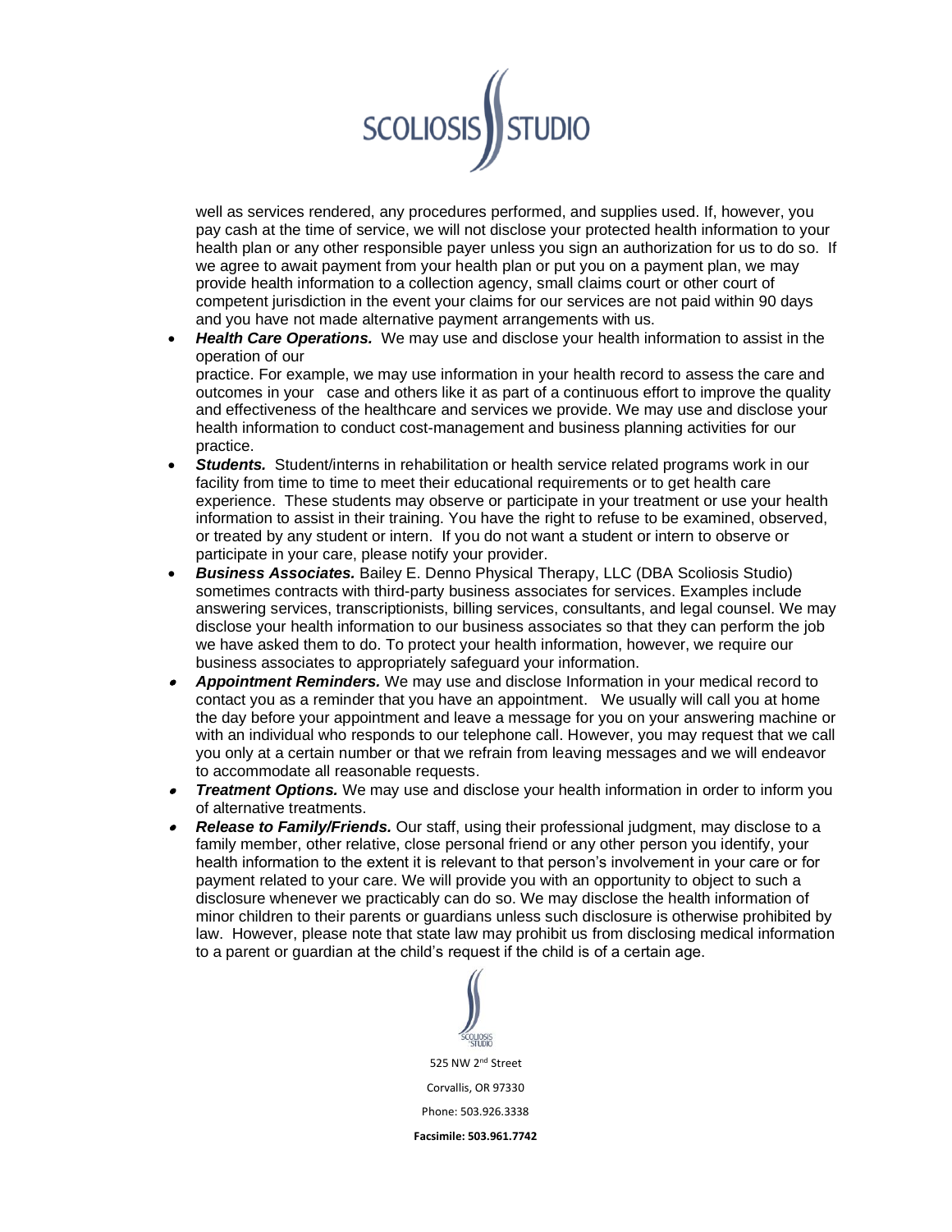well as services rendered, any procedures performed, and supplies used. If, however, you pay cash at the time of service, we will not disclose your protected health information to your health plan or any other responsible payer unless you sign an authorization for us to do so. If we agree to await payment from your health plan or put you on a payment plan, we may provide health information to a collection agency, small claims court or other court of competent jurisdiction in the event your claims for our services are not paid within 90 days and you have not made alternative payment arrangements with us.

- ***Health Care Operations.*** We may use and disclose your health information to assist in the operation of our practice. For example, we may use information in your health record to assess the care and outcomes in your case and others like it as part of a continuous effort to improve the quality and effectiveness of the healthcare and services we provide. We may use and disclose your health information to conduct cost-management and business planning activities for our practice.
- ***Students.*** Student/interns in rehabilitation or health service related programs work in our facility from time to time to meet their educational requirements or to get health care experience. These students may observe or participate in your treatment or use your health information to assist in their training. You have the right to refuse to be examined, observed, or treated by any student or intern. If you do not want a student or intern to observe or participate in your care, please notify your provider.
- ***Business Associates.*** Bailey E. Denno Physical Therapy, LLC (DBA Scoliosis Studio) sometimes contracts with third-party business associates for services. Examples include answering services, transcriptionists, billing services, consultants, and legal counsel. We may disclose your health information to our business associates so that they can perform the job we have asked them to do. To protect your health information, however, we require our business associates to appropriately safeguard your information.
- ***Appointment Reminders.*** We may use and disclose Information in your medical record to contact you as a reminder that you have an appointment. We usually will call you at home the day before your appointment and leave a message for you on your answering machine or with an individual who responds to our telephone call. However, you may request that we call you only at a certain number or that we refrain from leaving messages and we will endeavor to accommodate all reasonable requests.
- ***Treatment Options.*** We may use and disclose your health information in order to inform you of alternative treatments.
- ***Release to Family/Friends.*** Our staff, using their professional judgment, may disclose to a family member, other relative, close personal friend or any other person you identify, your health information to the extent it is relevant to that person's involvement in your care or for payment related to your care. We will provide you with an opportunity to object to such a disclosure whenever we practicably can do so. We may disclose the health information of minor children to their parents or guardians unless such disclosure is otherwise prohibited by law. However, please note that state law may prohibit us from disclosing medical information to a parent or guardian at the child's request if the child is of a certain age.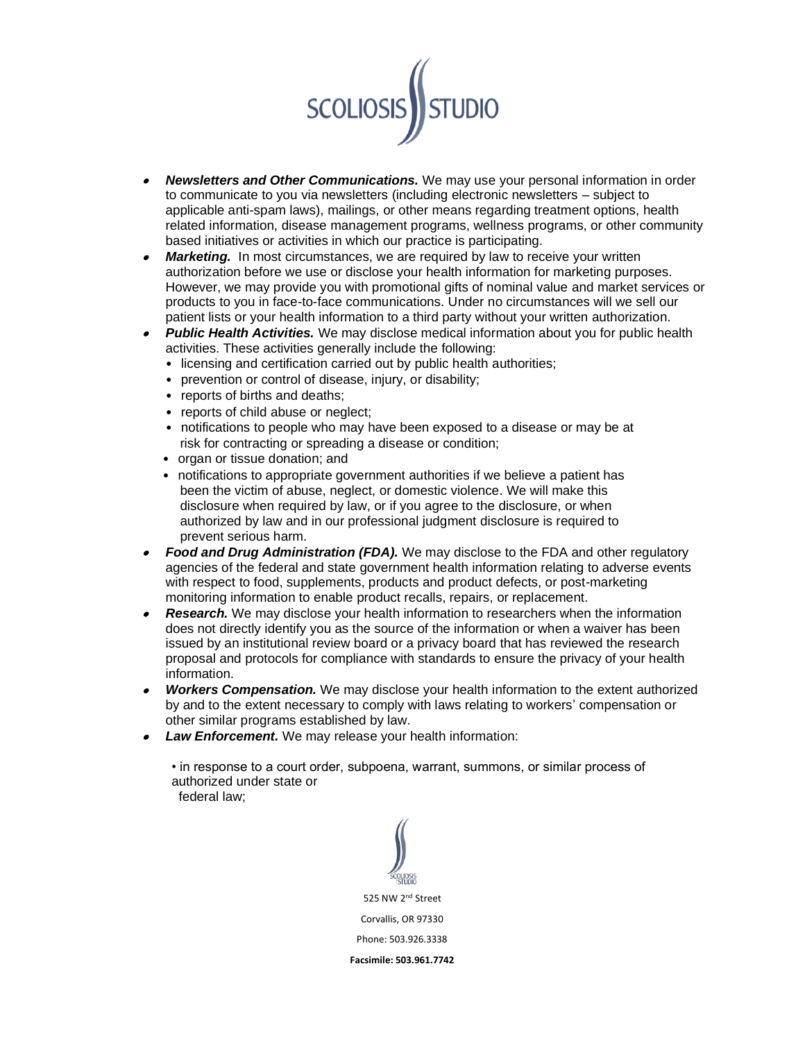- ***Newsletters and Other Communications.*** We may use your personal information in order to communicate to you via newsletters (including electronic newsletters – subject to applicable anti-spam laws), mailings, or other means regarding treatment options, health related information, disease management programs, wellness programs, or other community based initiatives or activities in which our practice is participating.
- ***Marketing.*** In most circumstances, we are required by law to receive your written authorization before we use or disclose your health information for marketing purposes. However, we may provide you with promotional gifts of nominal value and market services or products to you in face-to-face communications. Under no circumstances will we sell our patient lists or your health information to a third party without your written authorization.
- ***Public Health Activities.*** We may disclose medical information about you for public health activities. These activities generally include the following:
  - licensing and certification carried out by public health authorities;
  - prevention or control of disease, injury, or disability;
  - reports of births and deaths;
  - reports of child abuse or neglect;
  - notifications to people who may have been exposed to a disease or may be at risk for contracting or spreading a disease or condition;
  - organ or tissue donation; and
  - notifications to appropriate government authorities if we believe a patient has been the victim of abuse, neglect, or domestic violence. We will make this disclosure when required by law, or if you agree to the disclosure, or when authorized by law and in our professional judgment disclosure is required to prevent serious harm.
- ***Food and Drug Administration (FDA).*** We may disclose to the FDA and other regulatory agencies of the federal and state government health information relating to adverse events with respect to food, supplements, products and product defects, or post-marketing monitoring information to enable product recalls, repairs, or replacement.
- ***Research.*** We may disclose your health information to researchers when the information does not directly identify you as the source of the information or when a waiver has been issued by an institutional review board or a privacy board that has reviewed the research proposal and protocols for compliance with standards to ensure the privacy of your health information.
- ***Workers Compensation.*** We may disclose your health information to the extent authorized by and to the extent necessary to comply with laws relating to workers' compensation or other similar programs established by law.
- ***Law Enforcement.*** We may release your health information:

  - in response to a court order, subpoena, warrant, summons, or similar process of authorized under state or federal law;

525 NW 2nd Street

Corvallis, OR 97330

Phone: 503.926.3338

**Facsimile: 503.961.7742**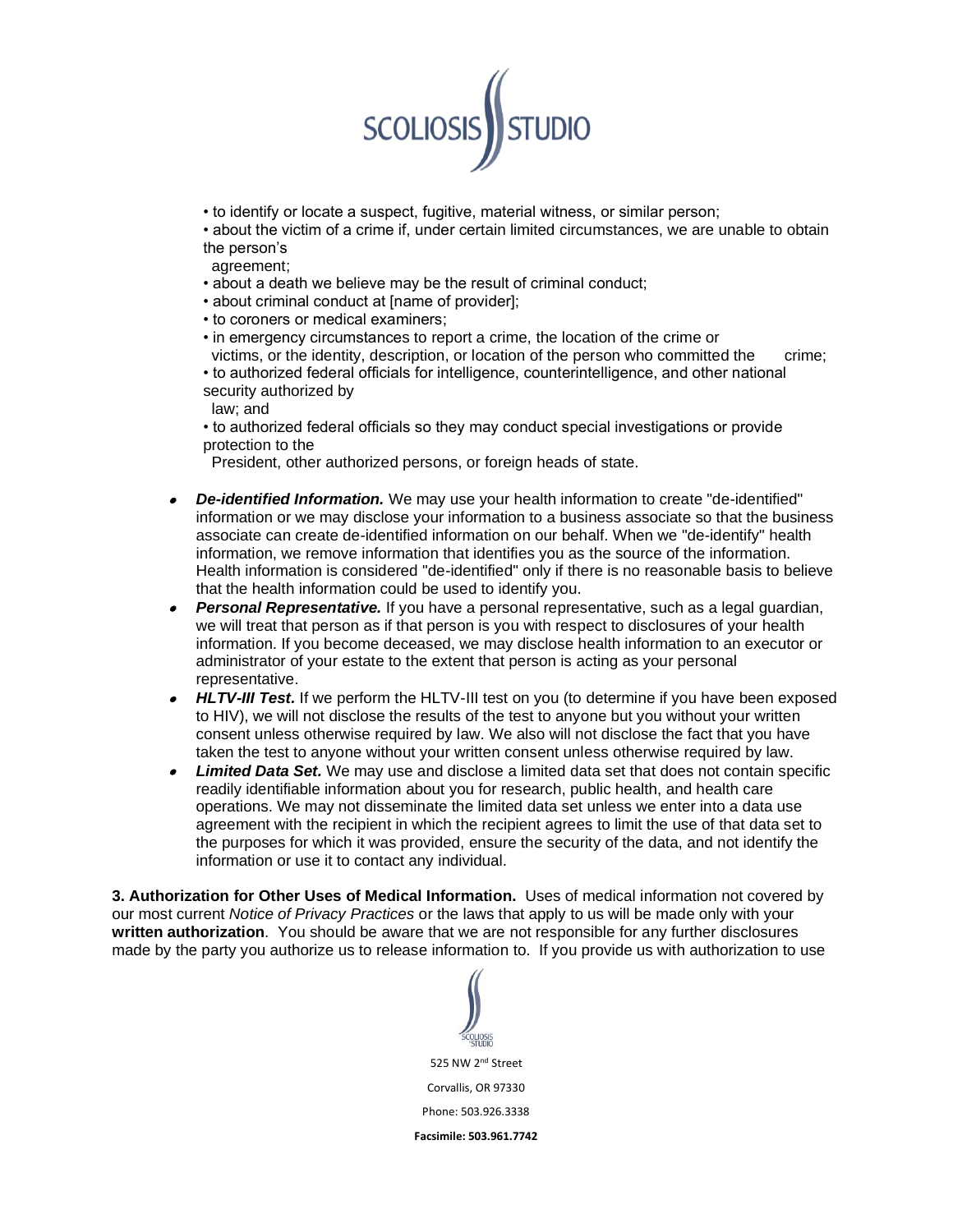- to identify or locate a suspect, fugitive, material witness, or similar person;
- about the victim of a crime if, under certain limited circumstances, we are unable to obtain the person's agreement;
- about a death we believe may be the result of criminal conduct;
- about criminal conduct at [name of provider];
- to coroners or medical examiners;
- in emergency circumstances to report a crime, the location of the crime or victims, or the identity, description, or location of the person who committed the crime;
- to authorized federal officials for intelligence, counterintelligence, and other national security authorized by law; and
- to authorized federal officials so they may conduct special investigations or provide protection to the President, other authorized persons, or foreign heads of state.

- ***De-identified Information.*** We may use your health information to create "de-identified" information or we may disclose your information to a business associate so that the business associate can create de-identified information on our behalf. When we "de-identify" health information, we remove information that identifies you as the source of the information. Health information is considered "de-identified" only if there is no reasonable basis to believe that the health information could be used to identify you.
- ***Personal Representative.*** If you have a personal representative, such as a legal guardian, we will treat that person as if that person is you with respect to disclosures of your health information. If you become deceased, we may disclose health information to an executor or administrator of your estate to the extent that person is acting as your personal representative.
- ***HLTV-III Test.*** If we perform the HLTV-III test on you (to determine if you have been exposed to HIV), we will not disclose the results of the test to anyone but you without your written consent unless otherwise required by law. We also will not disclose the fact that you have taken the test to anyone without your written consent unless otherwise required by law.
- ***Limited Data Set.*** We may use and disclose a limited data set that does not contain specific readily identifiable information about you for research, public health, and health care operations. We may not disseminate the limited data set unless we enter into a data use agreement with the recipient in which the recipient agrees to limit the use of that data set to the purposes for which it was provided, ensure the security of the data, and not identify the information or use it to contact any individual.

**3. Authorization for Other Uses of Medical Information.** Uses of medical information not covered by our most current *Notice of Privacy Practices* or the laws that apply to us will be made only with your **written authorization**. You should be aware that we are not responsible for any further disclosures made by the party you authorize us to release information to. If you provide us with authorization to use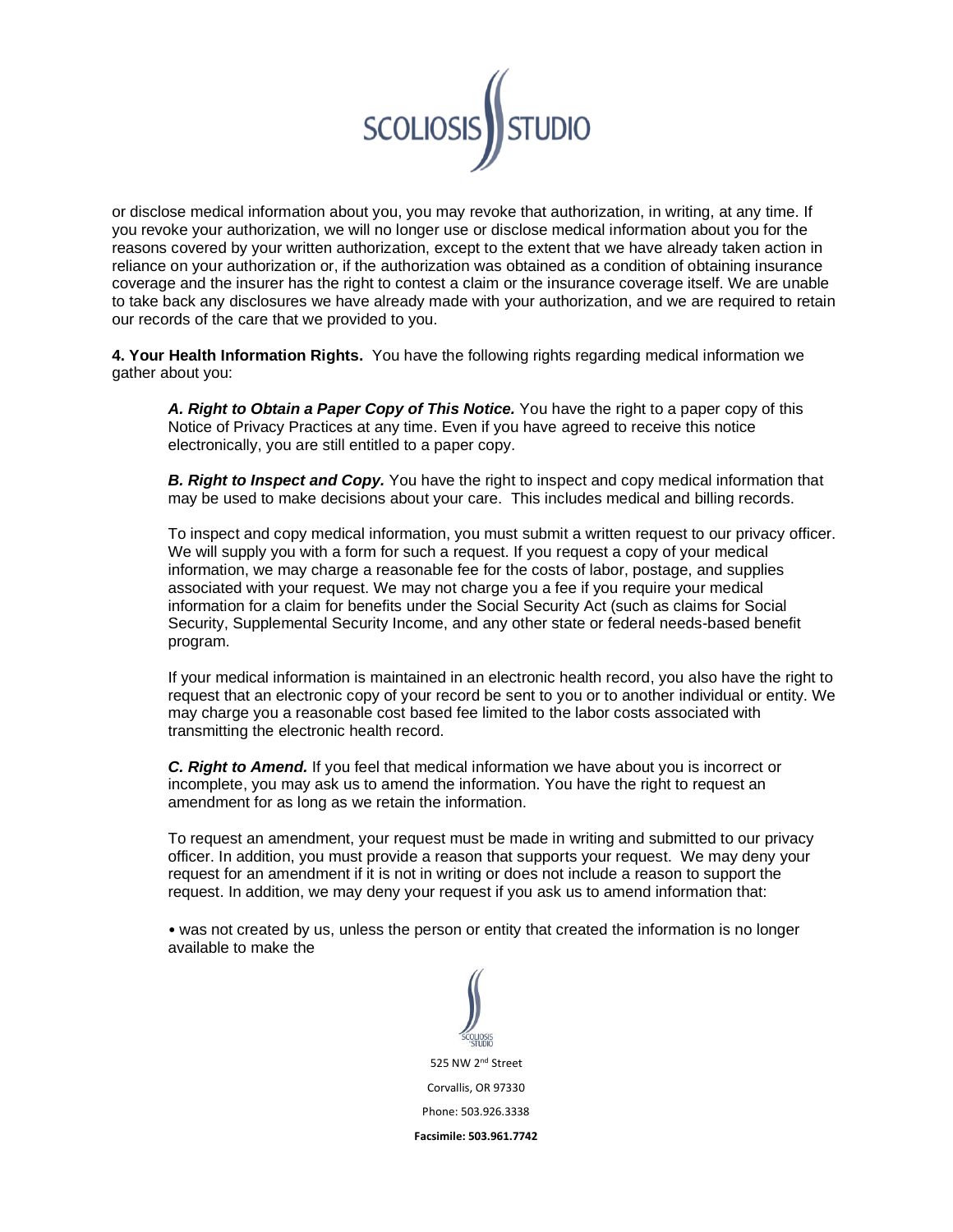or disclose medical information about you, you may revoke that authorization, in writing, at any time. If you revoke your authorization, we will no longer use or disclose medical information about you for the reasons covered by your written authorization, except to the extent that we have already taken action in reliance on your authorization or, if the authorization was obtained as a condition of obtaining insurance coverage and the insurer has the right to contest a claim or the insurance coverage itself. We are unable to take back any disclosures we have already made with your authorization, and we are required to retain our records of the care that we provided to you.

**4. Your Health Information Rights.** You have the following rights regarding medical information we gather about you:

> ***A. Right to Obtain a Paper Copy of This Notice.*** You have the right to a paper copy of this Notice of Privacy Practices at any time. Even if you have agreed to receive this notice electronically, you are still entitled to a paper copy.
>
> ***B. Right to Inspect and Copy.*** You have the right to inspect and copy medical information that may be used to make decisions about your care. This includes medical and billing records.
>
> To inspect and copy medical information, you must submit a written request to our privacy officer. We will supply you with a form for such a request. If you request a copy of your medical information, we may charge a reasonable fee for the costs of labor, postage, and supplies associated with your request. We may not charge you a fee if you require your medical information for a claim for benefits under the Social Security Act (such as claims for Social Security, Supplemental Security Income, and any other state or federal needs-based benefit program.
>
> If your medical information is maintained in an electronic health record, you also have the right to request that an electronic copy of your record be sent to you or to another individual or entity. We may charge you a reasonable cost based fee limited to the labor costs associated with transmitting the electronic health record.
>
> ***C. Right to Amend.*** If you feel that medical information we have about you is incorrect or incomplete, you may ask us to amend the information. You have the right to request an amendment for as long as we retain the information.
>
> To request an amendment, your request must be made in writing and submitted to our privacy officer. In addition, you must provide a reason that supports your request. We may deny your request for an amendment if it is not in writing or does not include a reason to support the request. In addition, we may deny your request if you ask us to amend information that:
>
> • was not created by us, unless the person or entity that created the information is no longer available to make the

525 NW 2nd Street

Corvallis, OR 97330

Phone: 503.926.3338

**Facsimile: 503.961.7742**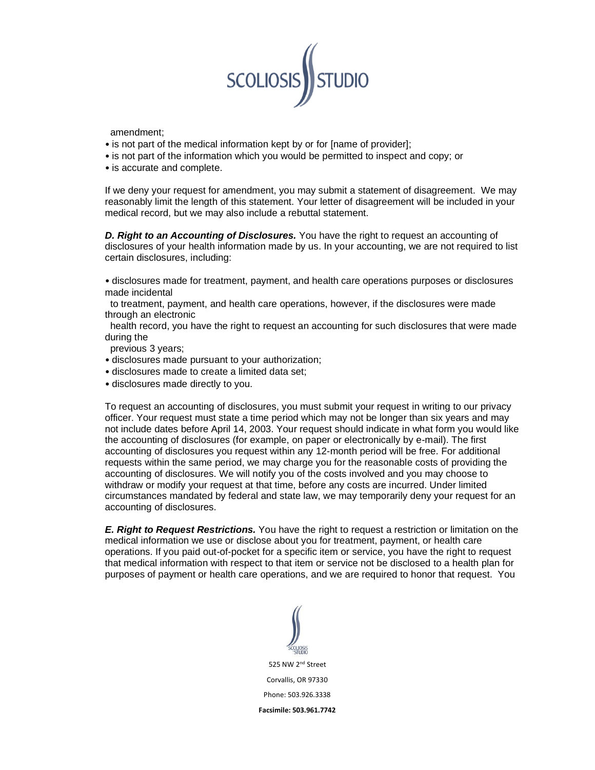amendment;

- is not part of the medical information kept by or for [name of provider];
- is not part of the information which you would be permitted to inspect and copy; or
- is accurate and complete.

If we deny your request for amendment, you may submit a statement of disagreement. We may reasonably limit the length of this statement. Your letter of disagreement will be included in your medical record, but we may also include a rebuttal statement.

***D. Right to an Accounting of Disclosures.*** You have the right to request an accounting of disclosures of your health information made by us. In your accounting, we are not required to list certain disclosures, including:

- disclosures made for treatment, payment, and health care operations purposes or disclosures made incidental to treatment, payment, and health care operations, however, if the disclosures were made through an electronic health record, you have the right to request an accounting for such disclosures that were made during the previous 3 years;
- disclosures made pursuant to your authorization;
- disclosures made to create a limited data set;
- disclosures made directly to you.

To request an accounting of disclosures, you must submit your request in writing to our privacy officer. Your request must state a time period which may not be longer than six years and may not include dates before April 14, 2003. Your request should indicate in what form you would like the accounting of disclosures (for example, on paper or electronically by e-mail). The first accounting of disclosures you request within any 12-month period will be free. For additional requests within the same period, we may charge you for the reasonable costs of providing the accounting of disclosures. We will notify you of the costs involved and you may choose to withdraw or modify your request at that time, before any costs are incurred. Under limited circumstances mandated by federal and state law, we may temporarily deny your request for an accounting of disclosures.

***E. Right to Request Restrictions.*** You have the right to request a restriction or limitation on the medical information we use or disclose about you for treatment, payment, or health care operations. If you paid out-of-pocket for a specific item or service, you have the right to request that medical information with respect to that item or service not be disclosed to a health plan for purposes of payment or health care operations, and we are required to honor that request. You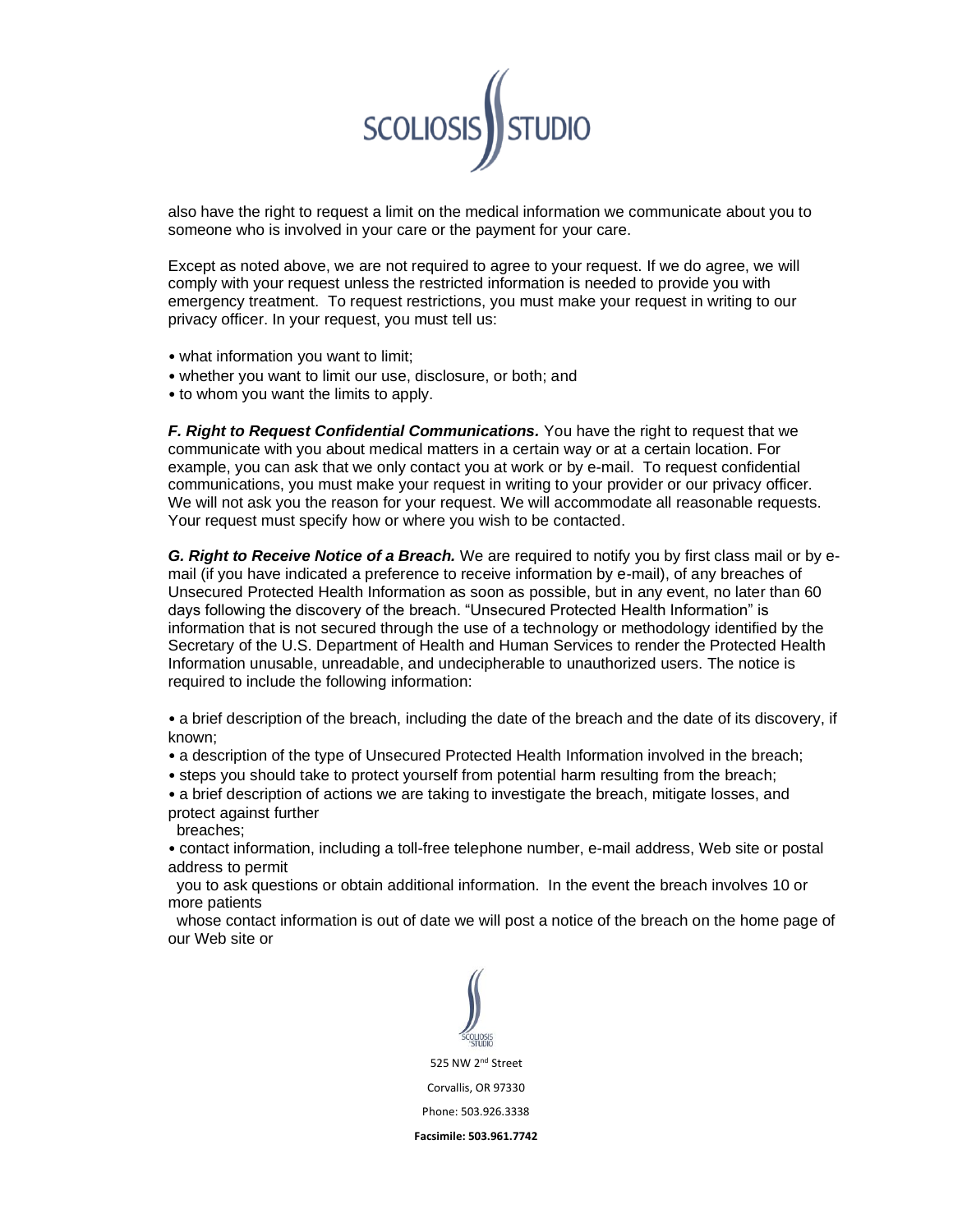also have the right to request a limit on the medical information we communicate about you to someone who is involved in your care or the payment for your care.

Except as noted above, we are not required to agree to your request. If we do agree, we will comply with your request unless the restricted information is needed to provide you with emergency treatment. To request restrictions, you must make your request in writing to our privacy officer. In your request, you must tell us:

- what information you want to limit;
- whether you want to limit our use, disclosure, or both; and
- to whom you want the limits to apply.

***F. Right to Request Confidential Communications.*** You have the right to request that we communicate with you about medical matters in a certain way or at a certain location. For example, you can ask that we only contact you at work or by e-mail. To request confidential communications, you must make your request in writing to your provider or our privacy officer. We will not ask you the reason for your request. We will accommodate all reasonable requests. Your request must specify how or where you wish to be contacted.

***G. Right to Receive Notice of a Breach.*** We are required to notify you by first class mail or by e-mail (if you have indicated a preference to receive information by e-mail), of any breaches of Unsecured Protected Health Information as soon as possible, but in any event, no later than 60 days following the discovery of the breach. "Unsecured Protected Health Information" is information that is not secured through the use of a technology or methodology identified by the Secretary of the U.S. Department of Health and Human Services to render the Protected Health Information unusable, unreadable, and undecipherable to unauthorized users. The notice is required to include the following information:

- a brief description of the breach, including the date of the breach and the date of its discovery, if known;
- a description of the type of Unsecured Protected Health Information involved in the breach;
- steps you should take to protect yourself from potential harm resulting from the breach;
- a brief description of actions we are taking to investigate the breach, mitigate losses, and protect against further breaches;
- contact information, including a toll-free telephone number, e-mail address, Web site or postal address to permit you to ask questions or obtain additional information. In the event the breach involves 10 or more patients whose contact information is out of date we will post a notice of the breach on the home page of our Web site or

525 NW 2nd Street
Corvallis, OR 97330
Phone: 503.926.3338
**Facsimile: 503.961.7742**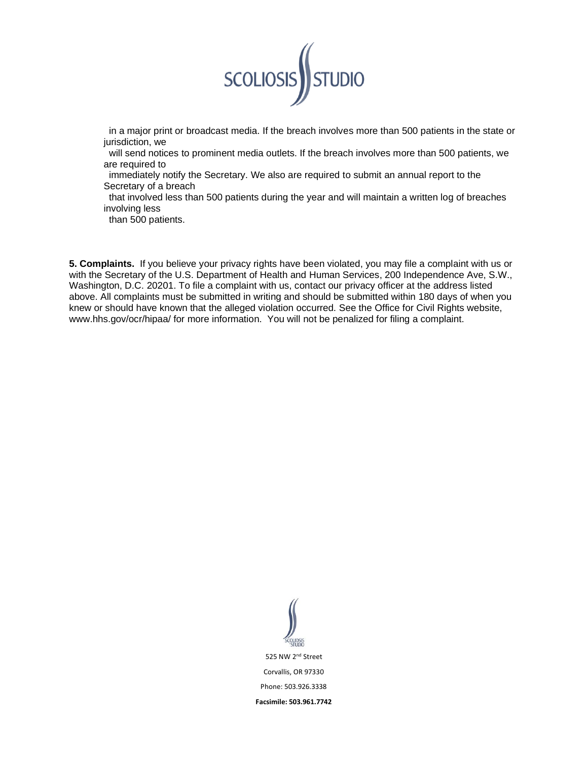in a major print or broadcast media. If the breach involves more than 500 patients in the state or jurisdiction, we will send notices to prominent media outlets. If the breach involves more than 500 patients, we are required to immediately notify the Secretary. We also are required to submit an annual report to the Secretary of a breach that involved less than 500 patients during the year and will maintain a written log of breaches involving less than 500 patients.

**5. Complaints.** If you believe your privacy rights have been violated, you may file a complaint with us or with the Secretary of the U.S. Department of Health and Human Services, 200 Independence Ave, S.W., Washington, D.C. 20201. To file a complaint with us, contact our privacy officer at the address listed above. All complaints must be submitted in writing and should be submitted within 180 days of when you knew or should have known that the alleged violation occurred. See the Office for Civil Rights website, www.hhs.gov/ocr/hipaa/ for more information. You will not be penalized for filing a complaint.

525 NW 2nd Street

Corvallis, OR 97330

Phone: 503.926.3338

**Facsimile: 503.961.7742**